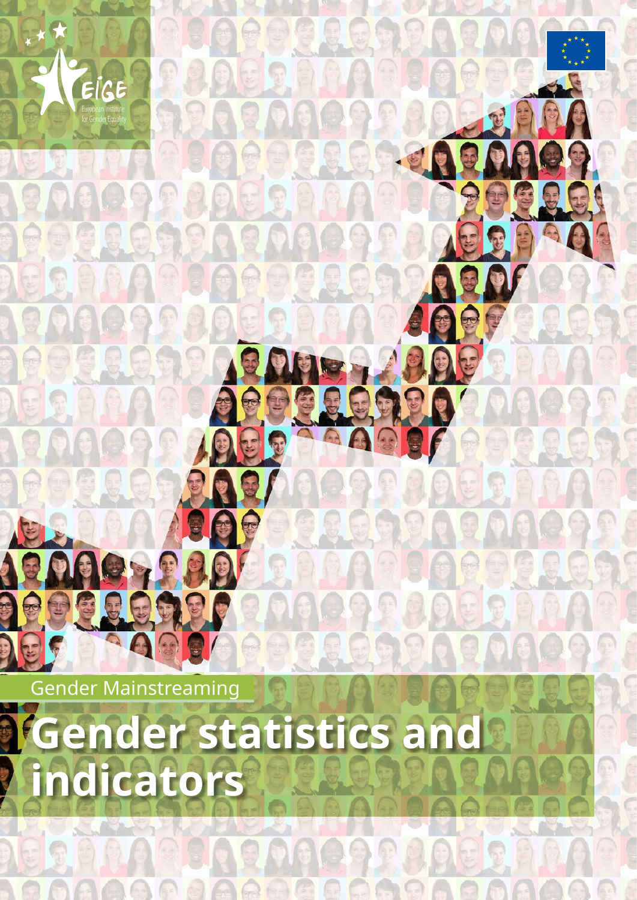EIGE

European Institute for Gender Equality

Gender Mainstreaming

# Gender statistics and indicators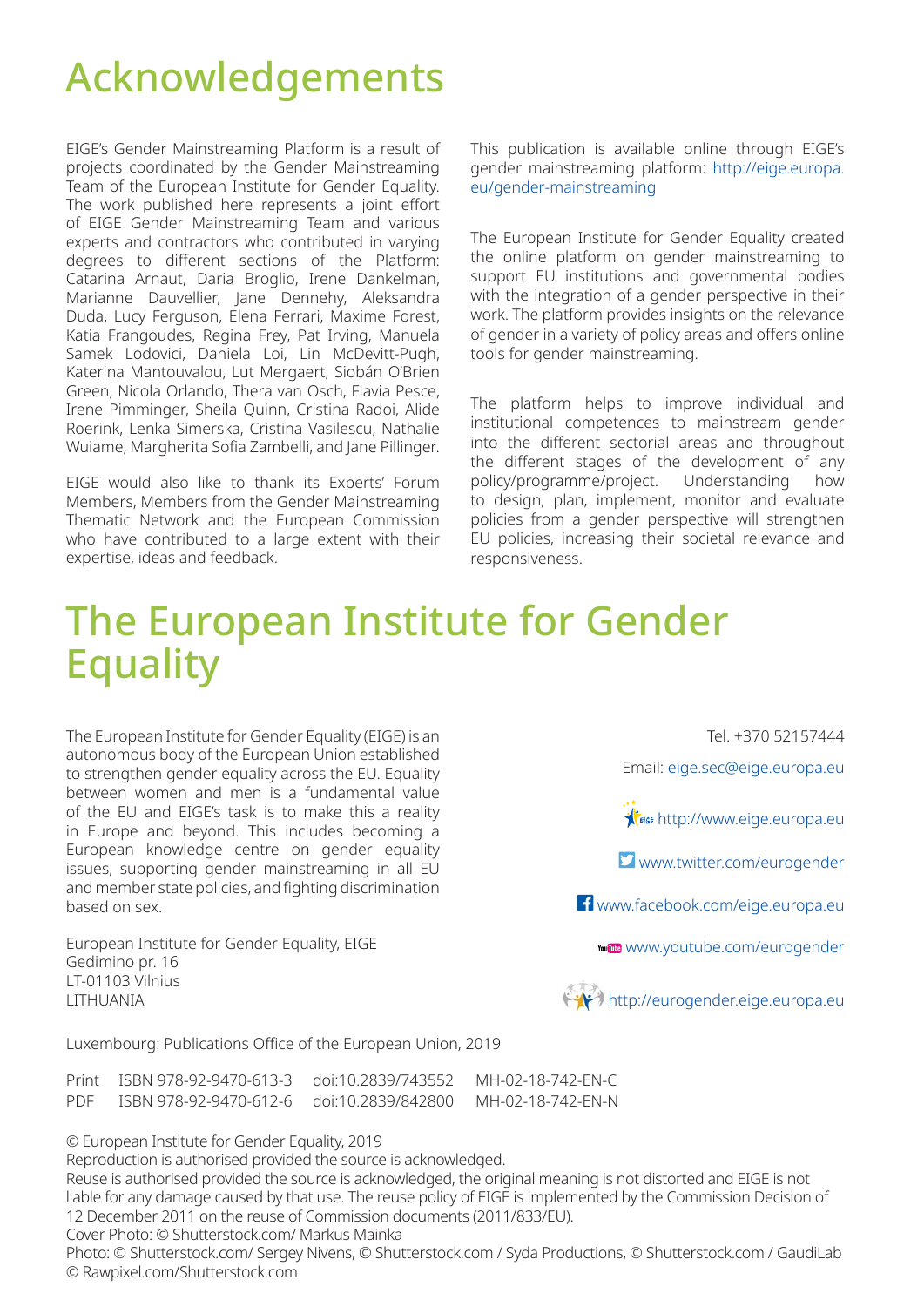# Acknowledgements

EIGE's Gender Mainstreaming Platform is a result of projects coordinated by the Gender Mainstreaming Team of the European Institute for Gender Equality. The work published here represents a joint effort of EIGE Gender Mainstreaming Team and various experts and contractors who contributed in varying degrees to different sections of the Platform: Catarina Arnaut, Daria Broglio, Irene Dankelman, Marianne Dauvellier, Jane Dennehy, Aleksandra Duda, Lucy Ferguson, Elena Ferrari, Maxime Forest, Katia Frangoudes, Regina Frey, Pat Irving, Manuela Samek Lodovici, Daniela Loi, Lin McDevitt-Pugh, Katerina Mantouvalou, Lut Mergaert, Siobán O'Brien Green, Nicola Orlando, Thera van Osch, Flavia Pesce, Irene Pimminger, Sheila Quinn, Cristina Radoi, Alide Roerink, Lenka Simerska, Cristina Vasilescu, Nathalie Wuiame, Margherita Sofia Zambelli, and Jane Pillinger.

EIGE would also like to thank its Experts' Forum Members, Members from the Gender Mainstreaming Thematic Network and the European Commission who have contributed to a large extent with their expertise, ideas and feedback.

This publication is available online through EIGE's gender mainstreaming platform: http://eige.europa.eu/gender-mainstreaming

The European Institute for Gender Equality created the online platform on gender mainstreaming to support EU institutions and governmental bodies with the integration of a gender perspective in their work. The platform provides insights on the relevance of gender in a variety of policy areas and offers online tools for gender mainstreaming.

The platform helps to improve individual and institutional competences to mainstream gender into the different sectorial areas and throughout the different stages of the development of any policy/programme/project. Understanding how to design, plan, implement, monitor and evaluate policies from a gender perspective will strengthen EU policies, increasing their societal relevance and responsiveness.

# The European Institute for Gender Equality

The European Institute for Gender Equality (EIGE) is an autonomous body of the European Union established to strengthen gender equality across the EU. Equality between women and men is a fundamental value of the EU and EIGE's task is to make this a reality in Europe and beyond. This includes becoming a European knowledge centre on gender equality issues, supporting gender mainstreaming in all EU and member state policies, and fighting discrimination based on sex.

European Institute for Gender Equality, EIGE
Gedimino pr. 16
LT-01103 Vilnius
LITHUANIA

Tel. +370 52157444

Email: eige.sec@eige.europa.eu

http://www.eige.europa.eu

www.twitter.com/eurogender

www.facebook.com/eige.europa.eu

www.youtube.com/eurogender

http://eurogender.eige.europa.eu

Luxembourg: Publications Office of the European Union, 2019

| | | | |
|---|---|---|---|
| Print | ISBN 978-92-9470-613-3 | doi:10.2839/743552 | MH-02-18-742-EN-C |
| PDF | ISBN 978-92-9470-612-6 | doi:10.2839/842800 | MH-02-18-742-EN-N |

© European Institute for Gender Equality, 2019
Reproduction is authorised provided the source is acknowledged.
Reuse is authorised provided the source is acknowledged, the original meaning is not distorted and EIGE is not liable for any damage caused by that use. The reuse policy of EIGE is implemented by the Commission Decision of 12 December 2011 on the reuse of Commission documents (2011/833/EU).
Cover Photo: © Shutterstock.com/ Markus Mainka
Photo: © Shutterstock.com/ Sergey Nivens, © Shutterstock.com / Syda Productions, © Shutterstock.com / GaudiLab
© Rawpixel.com/Shutterstock.com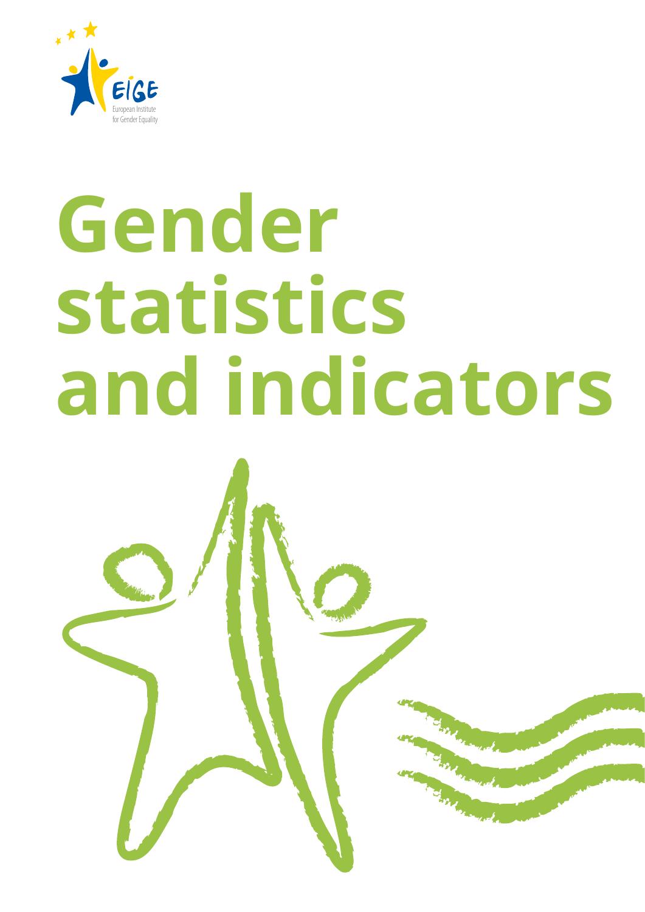EIGE

European Institute for Gender Equality

# Gender statistics and indicators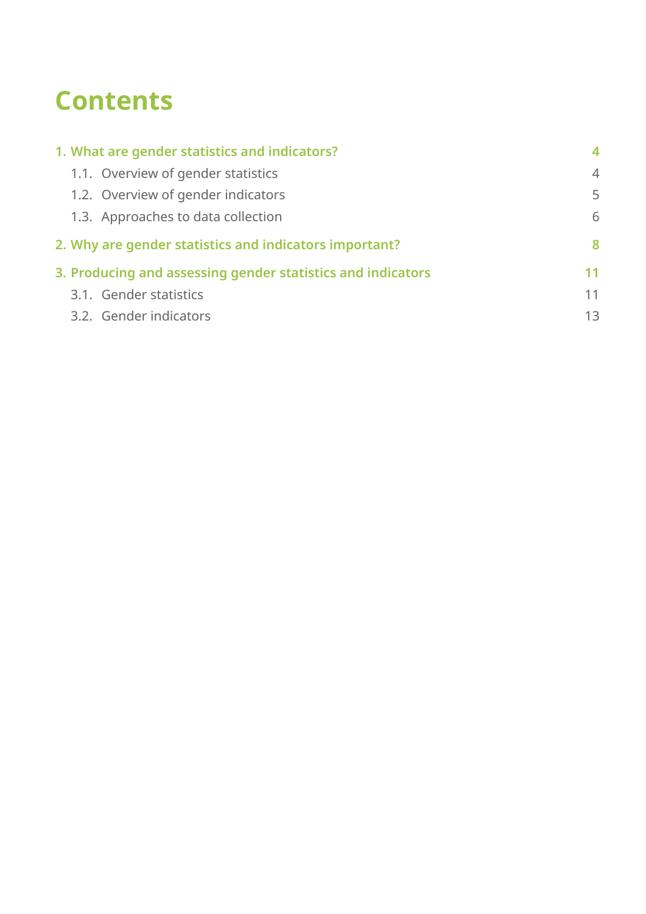# Contents

**1. What are gender statistics and indicators? 4**

- 1.1. Overview of gender statistics 4
- 1.2. Overview of gender indicators 5
- 1.3. Approaches to data collection 6

**2. Why are gender statistics and indicators important? 8**

**3. Producing and assessing gender statistics and indicators 11**

- 3.1. Gender statistics 11
- 3.2. Gender indicators 13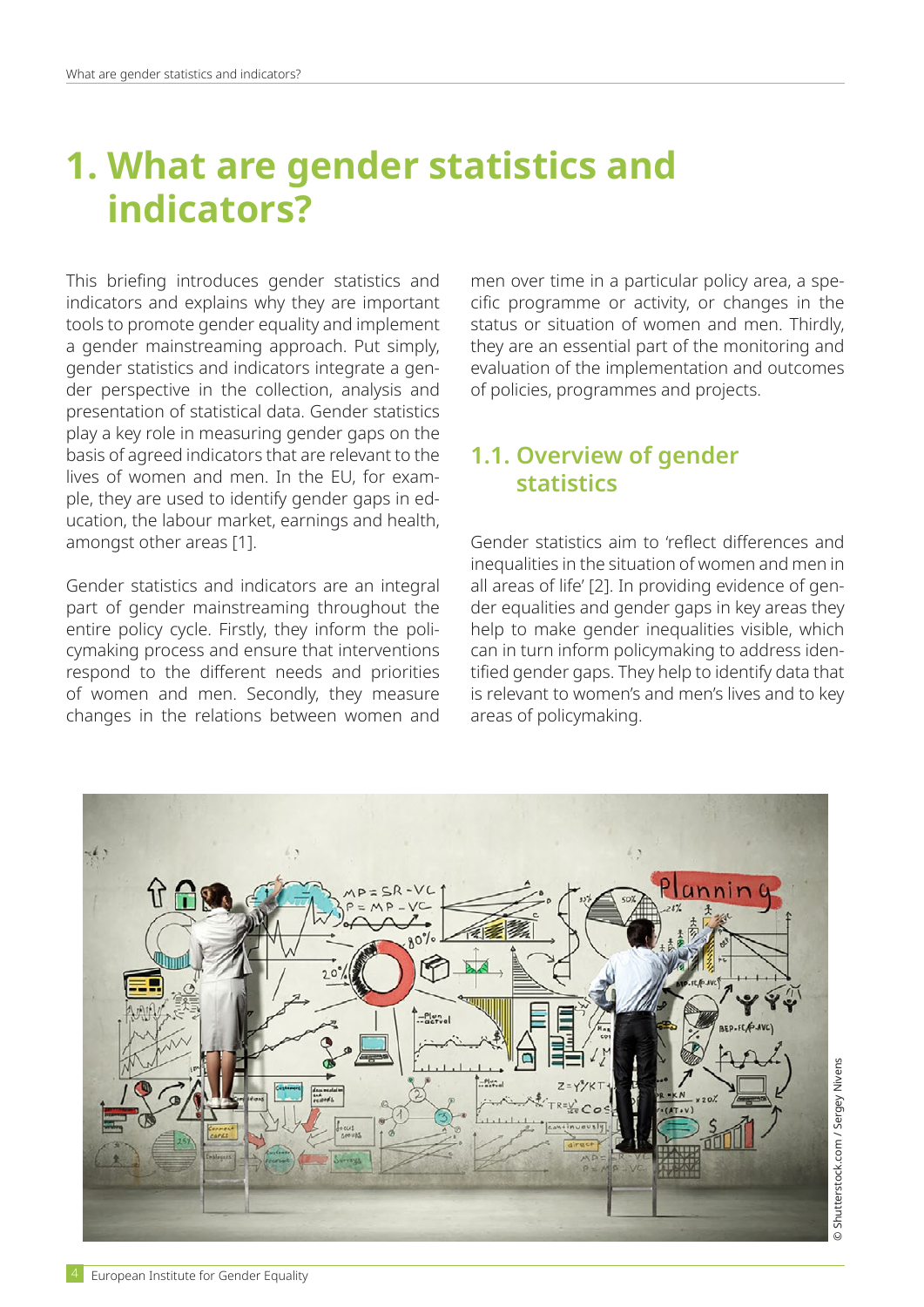# 1. What are gender statistics and indicators?

This briefing introduces gender statistics and indicators and explains why they are important tools to promote gender equality and implement a gender mainstreaming approach. Put simply, gender statistics and indicators integrate a gender perspective in the collection, analysis and presentation of statistical data. Gender statistics play a key role in measuring gender gaps on the basis of agreed indicators that are relevant to the lives of women and men. In the EU, for example, they are used to identify gender gaps in education, the labour market, earnings and health, amongst other areas [1].

Gender statistics and indicators are an integral part of gender mainstreaming throughout the entire policy cycle. Firstly, they inform the policymaking process and ensure that interventions respond to the different needs and priorities of women and men. Secondly, they measure changes in the relations between women and men over time in a particular policy area, a specific programme or activity, or changes in the status or situation of women and men. Thirdly, they are an essential part of the monitoring and evaluation of the implementation and outcomes of policies, programmes and projects.

## 1.1. Overview of gender statistics

Gender statistics aim to 'reflect differences and inequalities in the situation of women and men in all areas of life' [2]. In providing evidence of gender equalities and gender gaps in key areas they help to make gender inequalities visible, which can in turn inform policymaking to address identified gender gaps. They help to identify data that is relevant to women's and men's lives and to key areas of policymaking.

© Shutterstock.com / Sergey Nivens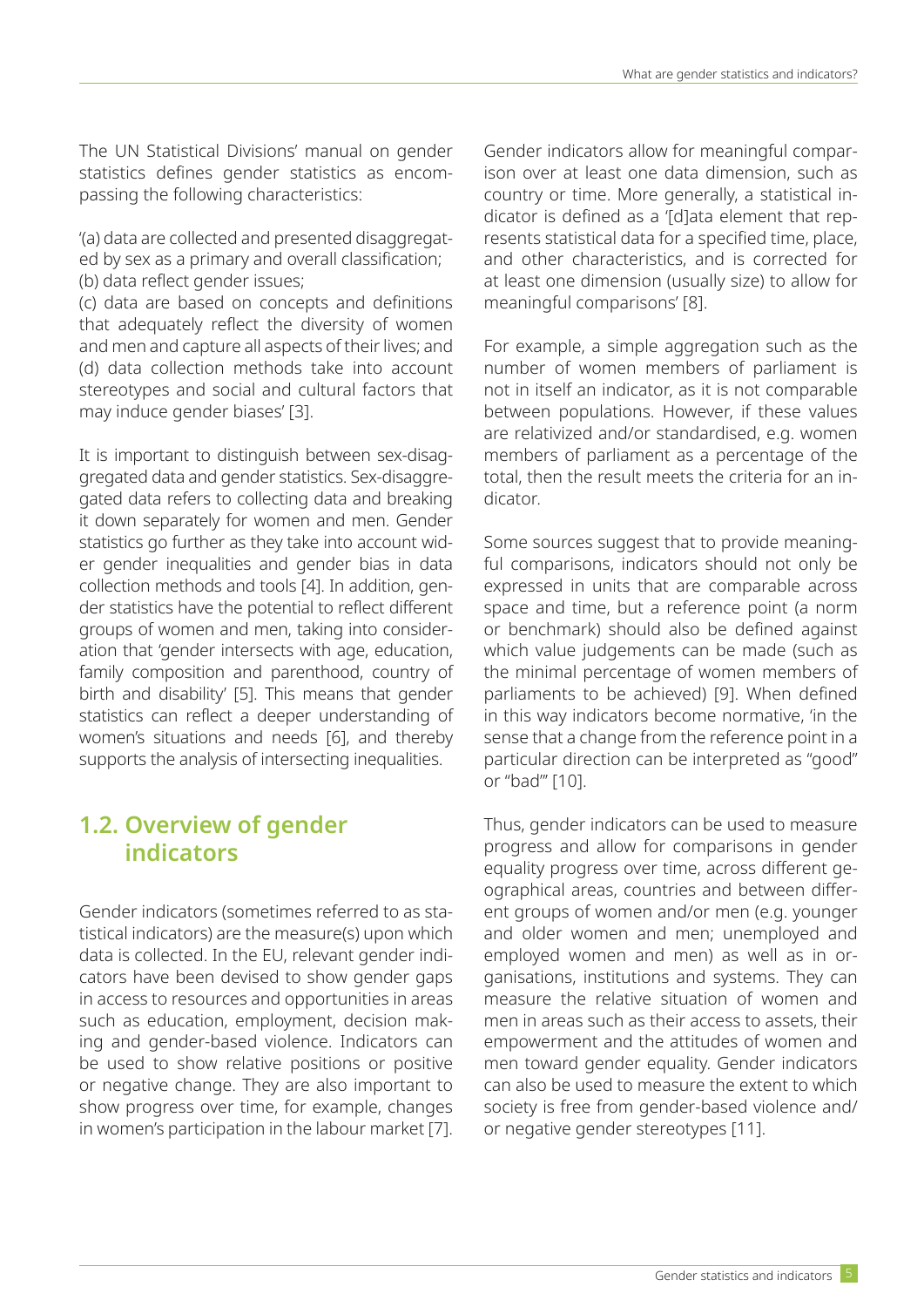The UN Statistical Divisions' manual on gender statistics defines gender statistics as encompassing the following characteristics:

'(a) data are collected and presented disaggregated by sex as a primary and overall classification;
(b) data reflect gender issues;
(c) data are based on concepts and definitions that adequately reflect the diversity of women and men and capture all aspects of their lives; and
(d) data collection methods take into account stereotypes and social and cultural factors that may induce gender biases' [3].

It is important to distinguish between sex-disaggregated data and gender statistics. Sex-disaggregated data refers to collecting data and breaking it down separately for women and men. Gender statistics go further as they take into account wider gender inequalities and gender bias in data collection methods and tools [4]. In addition, gender statistics have the potential to reflect different groups of women and men, taking into consideration that 'gender intersects with age, education, family composition and parenthood, country of birth and disability' [5]. This means that gender statistics can reflect a deeper understanding of women's situations and needs [6], and thereby supports the analysis of intersecting inequalities.

## 1.2. Overview of gender indicators

Gender indicators (sometimes referred to as statistical indicators) are the measure(s) upon which data is collected. In the EU, relevant gender indicators have been devised to show gender gaps in access to resources and opportunities in areas such as education, employment, decision making and gender-based violence. Indicators can be used to show relative positions or positive or negative change. They are also important to show progress over time, for example, changes in women's participation in the labour market [7].

Gender indicators allow for meaningful comparison over at least one data dimension, such as country or time. More generally, a statistical indicator is defined as a '[d]ata element that represents statistical data for a specified time, place, and other characteristics, and is corrected for at least one dimension (usually size) to allow for meaningful comparisons' [8].

For example, a simple aggregation such as the number of women members of parliament is not in itself an indicator, as it is not comparable between populations. However, if these values are relativized and/or standardised, e.g. women members of parliament as a percentage of the total, then the result meets the criteria for an indicator.

Some sources suggest that to provide meaningful comparisons, indicators should not only be expressed in units that are comparable across space and time, but a reference point (a norm or benchmark) should also be defined against which value judgements can be made (such as the minimal percentage of women members of parliaments to be achieved) [9]. When defined in this way indicators become normative, 'in the sense that a change from the reference point in a particular direction can be interpreted as "good" or "bad"' [10].

Thus, gender indicators can be used to measure progress and allow for comparisons in gender equality progress over time, across different geographical areas, countries and between different groups of women and/or men (e.g. younger and older women and men; unemployed and employed women and men) as well as in organisations, institutions and systems. They can measure the relative situation of women and men in areas such as their access to assets, their empowerment and the attitudes of women and men toward gender equality. Gender indicators can also be used to measure the extent to which society is free from gender-based violence and/or negative gender stereotypes [11].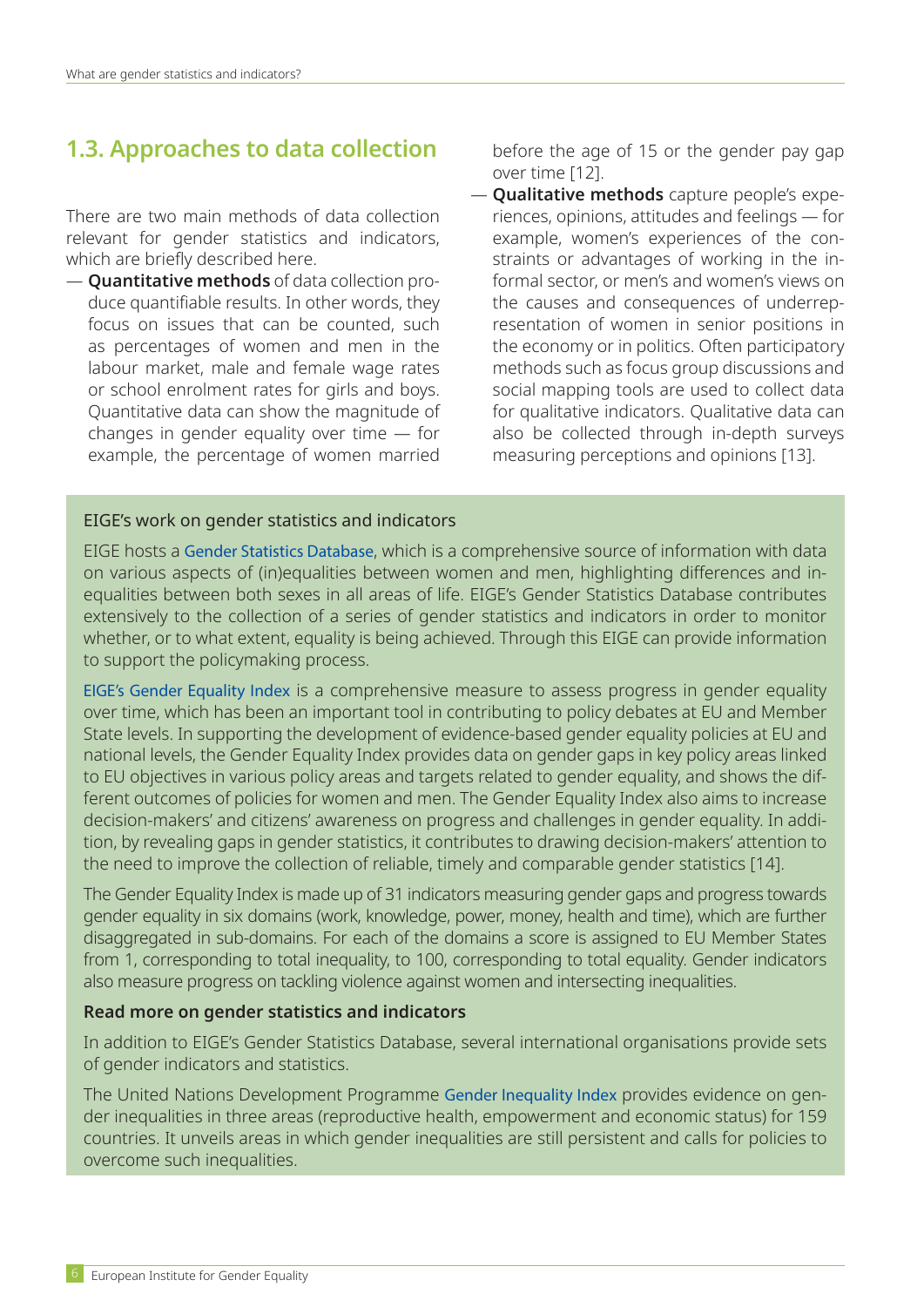## 1.3. Approaches to data collection

There are two main methods of data collection relevant for gender statistics and indicators, which are briefly described here.

— **Quantitative methods** of data collection produce quantifiable results. In other words, they focus on issues that can be counted, such as percentages of women and men in the labour market, male and female wage rates or school enrolment rates for girls and boys. Quantitative data can show the magnitude of changes in gender equality over time — for example, the percentage of women married before the age of 15 or the gender pay gap over time [12].

— **Qualitative methods** capture people's experiences, opinions, attitudes and feelings — for example, women's experiences of the constraints or advantages of working in the informal sector, or men's and women's views on the causes and consequences of underrepresentation of women in senior positions in the economy or in politics. Often participatory methods such as focus group discussions and social mapping tools are used to collect data for qualitative indicators. Qualitative data can also be collected through in-depth surveys measuring perceptions and opinions [13].

### EIGE's work on gender statistics and indicators

EIGE hosts a Gender Statistics Database, which is a comprehensive source of information with data on various aspects of (in)equalities between women and men, highlighting differences and inequalities between both sexes in all areas of life. EIGE's Gender Statistics Database contributes extensively to the collection of a series of gender statistics and indicators in order to monitor whether, or to what extent, equality is being achieved. Through this EIGE can provide information to support the policymaking process.

EIGE's Gender Equality Index is a comprehensive measure to assess progress in gender equality over time, which has been an important tool in contributing to policy debates at EU and Member State levels. In supporting the development of evidence-based gender equality policies at EU and national levels, the Gender Equality Index provides data on gender gaps in key policy areas linked to EU objectives in various policy areas and targets related to gender equality, and shows the different outcomes of policies for women and men. The Gender Equality Index also aims to increase decision-makers' and citizens' awareness on progress and challenges in gender equality. In addition, by revealing gaps in gender statistics, it contributes to drawing decision-makers' attention to the need to improve the collection of reliable, timely and comparable gender statistics [14].

The Gender Equality Index is made up of 31 indicators measuring gender gaps and progress towards gender equality in six domains (work, knowledge, power, money, health and time), which are further disaggregated in sub-domains. For each of the domains a score is assigned to EU Member States from 1, corresponding to total inequality, to 100, corresponding to total equality. Gender indicators also measure progress on tackling violence against women and intersecting inequalities.

**Read more on gender statistics and indicators**

In addition to EIGE's Gender Statistics Database, several international organisations provide sets of gender indicators and statistics.

The United Nations Development Programme Gender Inequality Index provides evidence on gender inequalities in three areas (reproductive health, empowerment and economic status) for 159 countries. It unveils areas in which gender inequalities are still persistent and calls for policies to overcome such inequalities.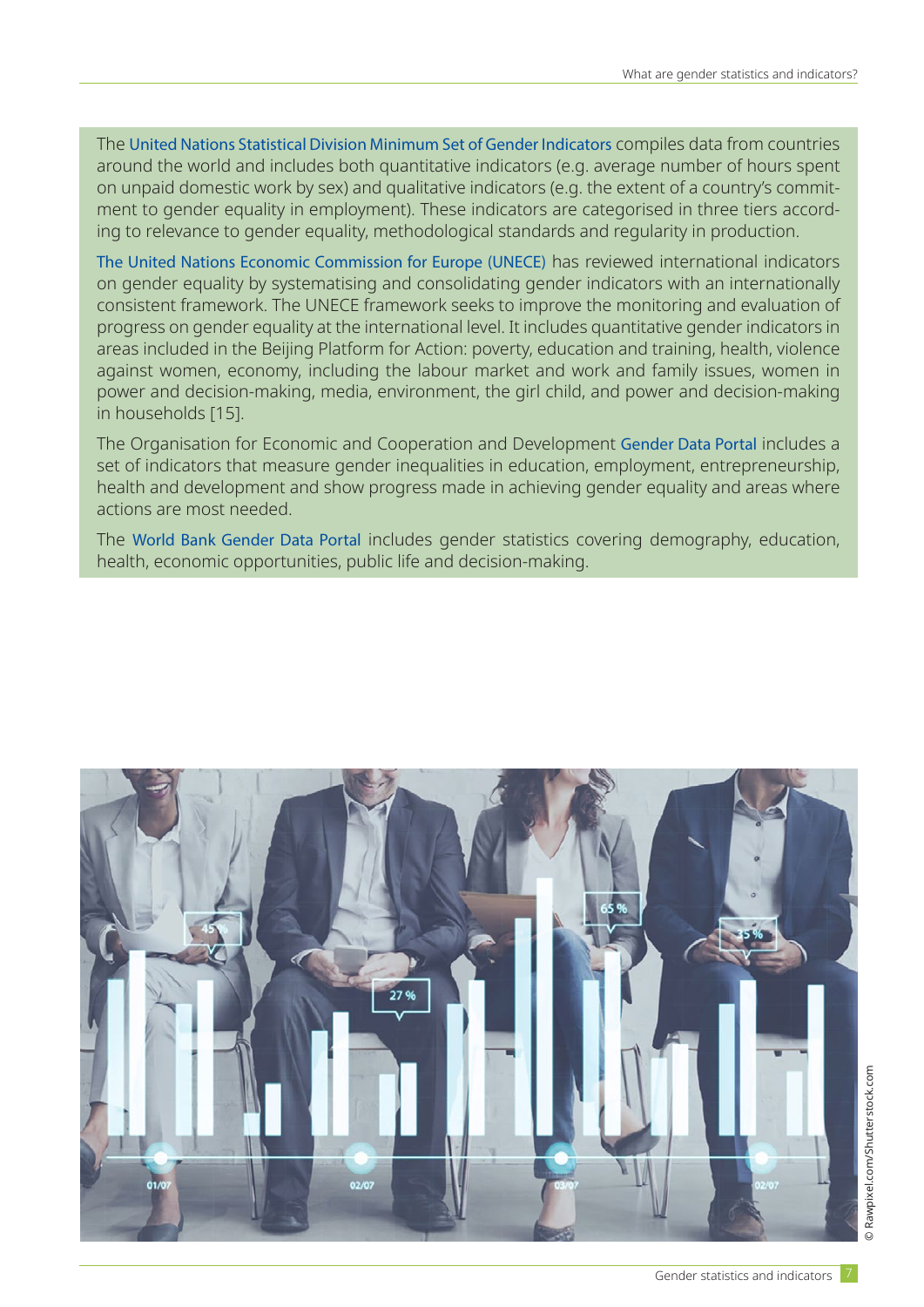The United Nations Statistical Division Minimum Set of Gender Indicators compiles data from countries around the world and includes both quantitative indicators (e.g. average number of hours spent on unpaid domestic work by sex) and qualitative indicators (e.g. the extent of a country's commitment to gender equality in employment). These indicators are categorised in three tiers according to relevance to gender equality, methodological standards and regularity in production.

The United Nations Economic Commission for Europe (UNECE) has reviewed international indicators on gender equality by systematising and consolidating gender indicators with an internationally consistent framework. The UNECE framework seeks to improve the monitoring and evaluation of progress on gender equality at the international level. It includes quantitative gender indicators in areas included in the Beijing Platform for Action: poverty, education and training, health, violence against women, economy, including the labour market and work and family issues, women in power and decision-making, media, environment, the girl child, and power and decision-making in households [15].

The Organisation for Economic and Cooperation and Development Gender Data Portal includes a set of indicators that measure gender inequalities in education, employment, entrepreneurship, health and development and show progress made in achieving gender equality and areas where actions are most needed.

The World Bank Gender Data Portal includes gender statistics covering demography, education, health, economic opportunities, public life and decision-making.

© Rawpixel.com/Shutterstock.com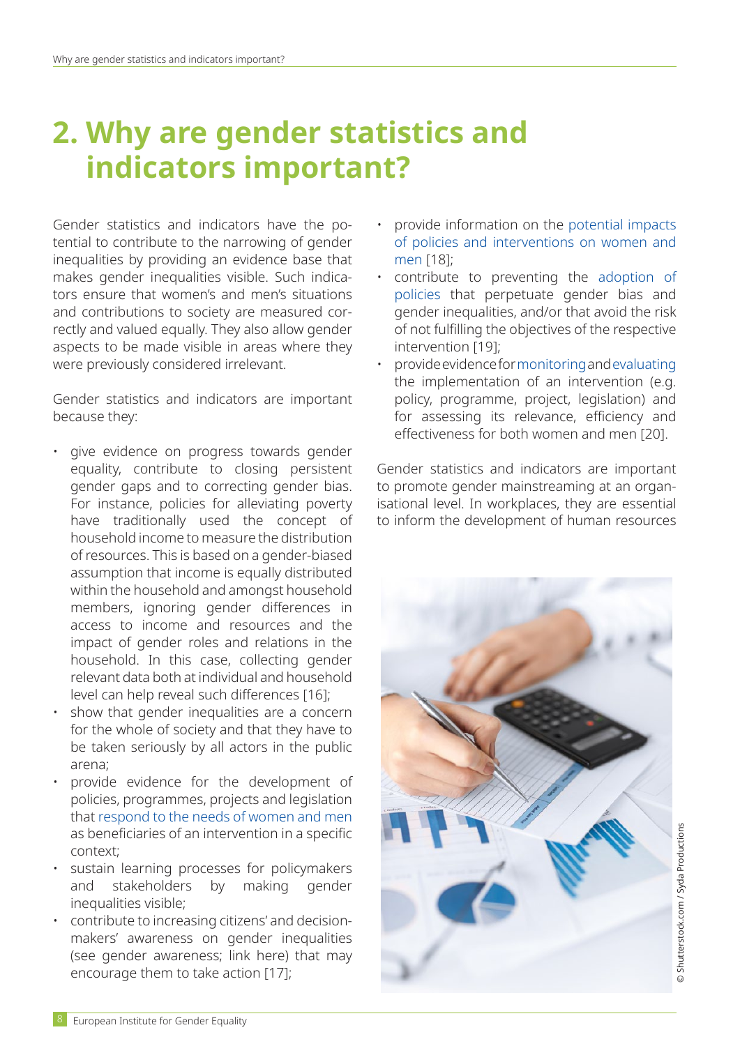# 2. Why are gender statistics and indicators important?

Gender statistics and indicators have the potential to contribute to the narrowing of gender inequalities by providing an evidence base that makes gender inequalities visible. Such indicators ensure that women's and men's situations and contributions to society are measured correctly and valued equally. They also allow gender aspects to be made visible in areas where they were previously considered irrelevant.

Gender statistics and indicators are important because they:

- give evidence on progress towards gender equality, contribute to closing persistent gender gaps and to correcting gender bias. For instance, policies for alleviating poverty have traditionally used the concept of household income to measure the distribution of resources. This is based on a gender-biased assumption that income is equally distributed within the household and amongst household members, ignoring gender differences in access to income and resources and the impact of gender roles and relations in the household. In this case, collecting gender relevant data both at individual and household level can help reveal such differences [16];
- show that gender inequalities are a concern for the whole of society and that they have to be taken seriously by all actors in the public arena;
- provide evidence for the development of policies, programmes, projects and legislation that respond to the needs of women and men as beneficiaries of an intervention in a specific context;
- sustain learning processes for policymakers and stakeholders by making gender inequalities visible;
- contribute to increasing citizens' and decision-makers' awareness on gender inequalities (see gender awareness; link here) that may encourage them to take action [17];
- provide information on the potential impacts of policies and interventions on women and men [18];
- contribute to preventing the adoption of policies that perpetuate gender bias and gender inequalities, and/or that avoid the risk of not fulfilling the objectives of the respective intervention [19];
- provide evidence for monitoring and evaluating the implementation of an intervention (e.g. policy, programme, project, legislation) and for assessing its relevance, efficiency and effectiveness for both women and men [20].

Gender statistics and indicators are important to promote gender mainstreaming at an organisational level. In workplaces, they are essential to inform the development of human resources

© Shutterstock.com / Syda Productions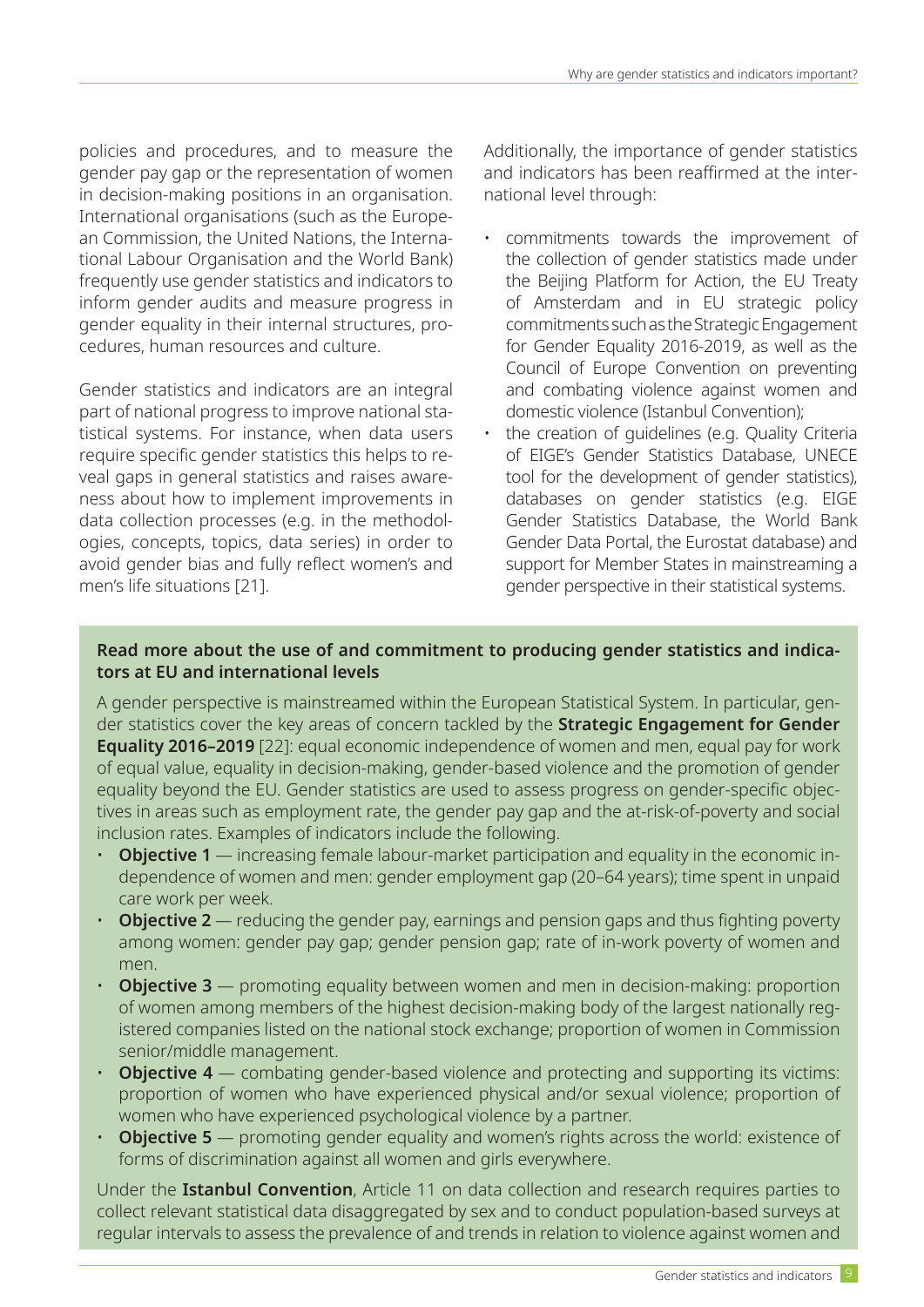policies and procedures, and to measure the gender pay gap or the representation of women in decision-making positions in an organisation. International organisations (such as the European Commission, the United Nations, the International Labour Organisation and the World Bank) frequently use gender statistics and indicators to inform gender audits and measure progress in gender equality in their internal structures, procedures, human resources and culture.

Gender statistics and indicators are an integral part of national progress to improve national statistical systems. For instance, when data users require specific gender statistics this helps to reveal gaps in general statistics and raises awareness about how to implement improvements in data collection processes (e.g. in the methodologies, concepts, topics, data series) in order to avoid gender bias and fully reflect women's and men's life situations [21].

Additionally, the importance of gender statistics and indicators has been reaffirmed at the international level through:

- commitments towards the improvement of the collection of gender statistics made under the Beijing Platform for Action, the EU Treaty of Amsterdam and in EU strategic policy commitments such as the Strategic Engagement for Gender Equality 2016-2019, as well as the Council of Europe Convention on preventing and combating violence against women and domestic violence (Istanbul Convention);
- the creation of guidelines (e.g. Quality Criteria of EIGE's Gender Statistics Database, UNECE tool for the development of gender statistics), databases on gender statistics (e.g. EIGE Gender Statistics Database, the World Bank Gender Data Portal, the Eurostat database) and support for Member States in mainstreaming a gender perspective in their statistical systems.

**Read more about the use of and commitment to producing gender statistics and indicators at EU and international levels**

A gender perspective is mainstreamed within the European Statistical System. In particular, gender statistics cover the key areas of concern tackled by the **Strategic Engagement for Gender Equality 2016–2019** [22]: equal economic independence of women and men, equal pay for work of equal value, equality in decision-making, gender-based violence and the promotion of gender equality beyond the EU. Gender statistics are used to assess progress on gender-specific objectives in areas such as employment rate, the gender pay gap and the at-risk-of-poverty and social inclusion rates. Examples of indicators include the following.

- **Objective 1** — increasing female labour-market participation and equality in the economic independence of women and men: gender employment gap (20–64 years); time spent in unpaid care work per week.
- **Objective 2** — reducing the gender pay, earnings and pension gaps and thus fighting poverty among women: gender pay gap; gender pension gap; rate of in-work poverty of women and men.
- **Objective 3** — promoting equality between women and men in decision-making: proportion of women among members of the highest decision-making body of the largest nationally registered companies listed on the national stock exchange; proportion of women in Commission senior/middle management.
- **Objective 4** — combating gender-based violence and protecting and supporting its victims: proportion of women who have experienced physical and/or sexual violence; proportion of women who have experienced psychological violence by a partner.
- **Objective 5** — promoting gender equality and women's rights across the world: existence of forms of discrimination against all women and girls everywhere.

Under the **Istanbul Convention**, Article 11 on data collection and research requires parties to collect relevant statistical data disaggregated by sex and to conduct population-based surveys at regular intervals to assess the prevalence of and trends in relation to violence against women and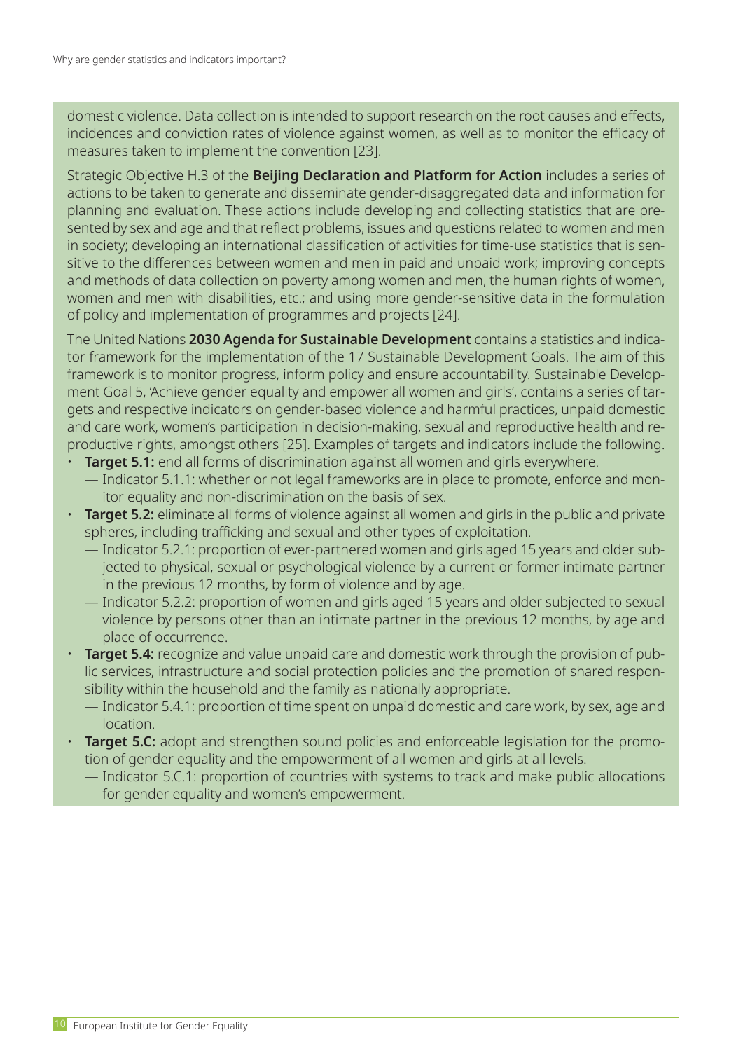domestic violence. Data collection is intended to support research on the root causes and effects, incidences and conviction rates of violence against women, as well as to monitor the efficacy of measures taken to implement the convention [23].

Strategic Objective H.3 of the **Beijing Declaration and Platform for Action** includes a series of actions to be taken to generate and disseminate gender-disaggregated data and information for planning and evaluation. These actions include developing and collecting statistics that are presented by sex and age and that reflect problems, issues and questions related to women and men in society; developing an international classification of activities for time-use statistics that is sensitive to the differences between women and men in paid and unpaid work; improving concepts and methods of data collection on poverty among women and men, the human rights of women, women and men with disabilities, etc.; and using more gender-sensitive data in the formulation of policy and implementation of programmes and projects [24].

The United Nations **2030 Agenda for Sustainable Development** contains a statistics and indicator framework for the implementation of the 17 Sustainable Development Goals. The aim of this framework is to monitor progress, inform policy and ensure accountability. Sustainable Development Goal 5, 'Achieve gender equality and empower all women and girls', contains a series of targets and respective indicators on gender-based violence and harmful practices, unpaid domestic and care work, women's participation in decision-making, sexual and reproductive health and reproductive rights, amongst others [25]. Examples of targets and indicators include the following.

- **Target 5.1:** end all forms of discrimination against all women and girls everywhere.
  - — Indicator 5.1.1: whether or not legal frameworks are in place to promote, enforce and monitor equality and non-discrimination on the basis of sex.
- **Target 5.2:** eliminate all forms of violence against all women and girls in the public and private spheres, including trafficking and sexual and other types of exploitation.
  - — Indicator 5.2.1: proportion of ever-partnered women and girls aged 15 years and older subjected to physical, sexual or psychological violence by a current or former intimate partner in the previous 12 months, by form of violence and by age.
  - — Indicator 5.2.2: proportion of women and girls aged 15 years and older subjected to sexual violence by persons other than an intimate partner in the previous 12 months, by age and place of occurrence.
- **Target 5.4:** recognize and value unpaid care and domestic work through the provision of public services, infrastructure and social protection policies and the promotion of shared responsibility within the household and the family as nationally appropriate.
  - — Indicator 5.4.1: proportion of time spent on unpaid domestic and care work, by sex, age and location.
- **Target 5.C:** adopt and strengthen sound policies and enforceable legislation for the promotion of gender equality and the empowerment of all women and girls at all levels.
  - — Indicator 5.C.1: proportion of countries with systems to track and make public allocations for gender equality and women's empowerment.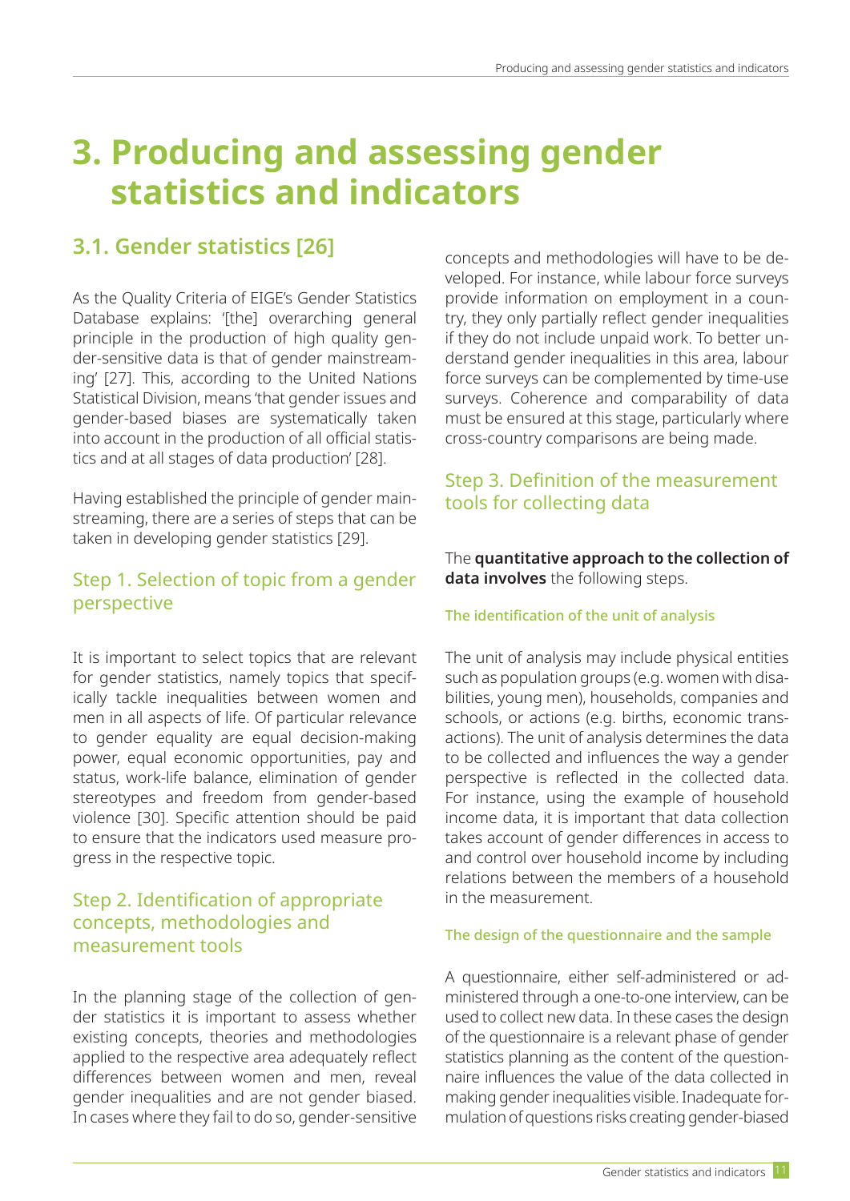# 3. Producing and assessing gender statistics and indicators

## 3.1. Gender statistics [26]

As the Quality Criteria of EIGE's Gender Statistics Database explains: '[the] overarching general principle in the production of high quality gender-sensitive data is that of gender mainstreaming' [27]. This, according to the United Nations Statistical Division, means 'that gender issues and gender-based biases are systematically taken into account in the production of all official statistics and at all stages of data production' [28].

Having established the principle of gender mainstreaming, there are a series of steps that can be taken in developing gender statistics [29].

### Step 1. Selection of topic from a gender perspective

It is important to select topics that are relevant for gender statistics, namely topics that specifically tackle inequalities between women and men in all aspects of life. Of particular relevance to gender equality are equal decision-making power, equal economic opportunities, pay and status, work-life balance, elimination of gender stereotypes and freedom from gender-based violence [30]. Specific attention should be paid to ensure that the indicators used measure progress in the respective topic.

### Step 2. Identification of appropriate concepts, methodologies and measurement tools

In the planning stage of the collection of gender statistics it is important to assess whether existing concepts, theories and methodologies applied to the respective area adequately reflect differences between women and men, reveal gender inequalities and are not gender biased. In cases where they fail to do so, gender-sensitive concepts and methodologies will have to be developed. For instance, while labour force surveys provide information on employment in a country, they only partially reflect gender inequalities if they do not include unpaid work. To better understand gender inequalities in this area, labour force surveys can be complemented by time-use surveys. Coherence and comparability of data must be ensured at this stage, particularly where cross-country comparisons are being made.

### Step 3. Definition of the measurement tools for collecting data

The **quantitative approach to the collection of data involves** the following steps.

#### The identification of the unit of analysis

The unit of analysis may include physical entities such as population groups (e.g. women with disabilities, young men), households, companies and schools, or actions (e.g. births, economic transactions). The unit of analysis determines the data to be collected and influences the way a gender perspective is reflected in the collected data. For instance, using the example of household income data, it is important that data collection takes account of gender differences in access to and control over household income by including relations between the members of a household in the measurement.

#### The design of the questionnaire and the sample

A questionnaire, either self-administered or administered through a one-to-one interview, can be used to collect new data. In these cases the design of the questionnaire is a relevant phase of gender statistics planning as the content of the questionnaire influences the value of the data collected in making gender inequalities visible. Inadequate formulation of questions risks creating gender-biased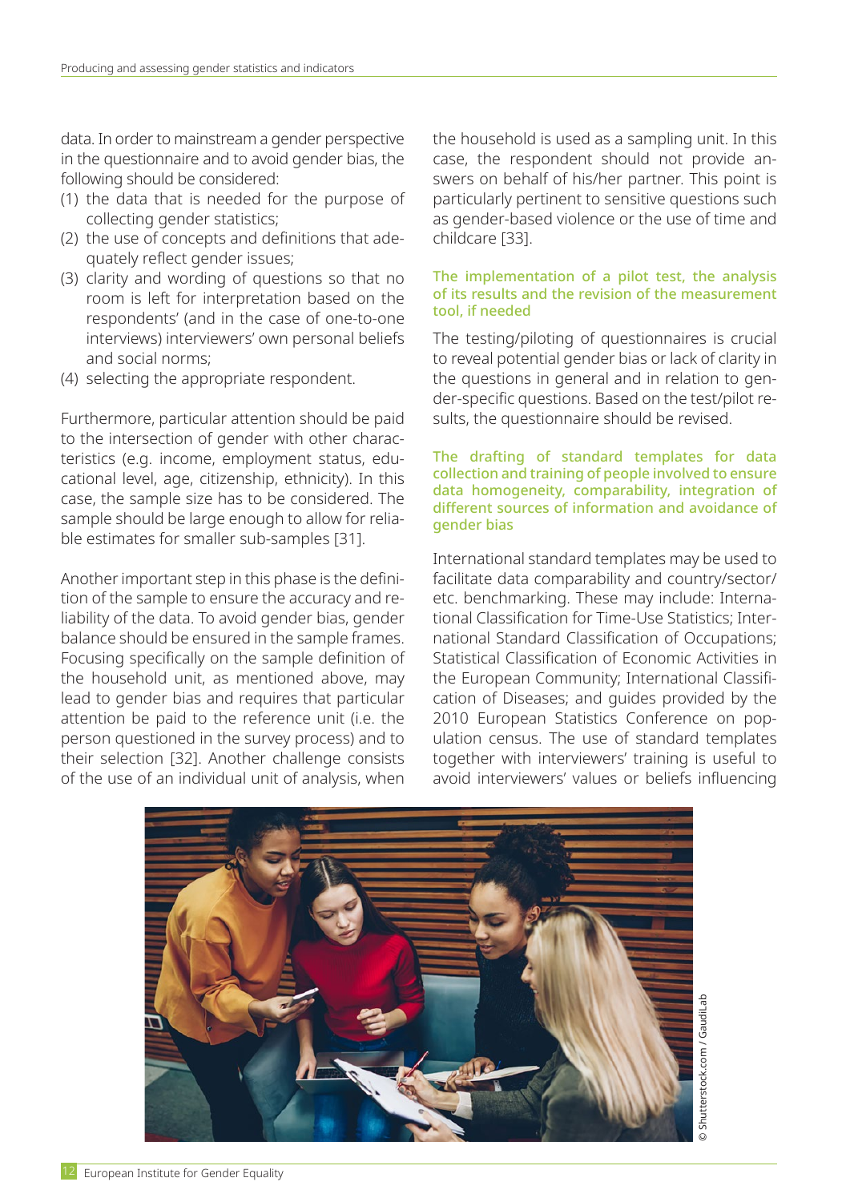data. In order to mainstream a gender perspective in the questionnaire and to avoid gender bias, the following should be considered:

1. the data that is needed for the purpose of collecting gender statistics;
2. the use of concepts and definitions that adequately reflect gender issues;
3. clarity and wording of questions so that no room is left for interpretation based on the respondents' (and in the case of one-to-one interviews) interviewers' own personal beliefs and social norms;
4. selecting the appropriate respondent.

Furthermore, particular attention should be paid to the intersection of gender with other characteristics (e.g. income, employment status, educational level, age, citizenship, ethnicity). In this case, the sample size has to be considered. The sample should be large enough to allow for reliable estimates for smaller sub-samples [31].

Another important step in this phase is the definition of the sample to ensure the accuracy and reliability of the data. To avoid gender bias, gender balance should be ensured in the sample frames. Focusing specifically on the sample definition of the household unit, as mentioned above, may lead to gender bias and requires that particular attention be paid to the reference unit (i.e. the person questioned in the survey process) and to their selection [32]. Another challenge consists of the use of an individual unit of analysis, when the household is used as a sampling unit. In this case, the respondent should not provide answers on behalf of his/her partner. This point is particularly pertinent to sensitive questions such as gender-based violence or the use of time and childcare [33].

#### The implementation of a pilot test, the analysis of its results and the revision of the measurement tool, if needed

The testing/piloting of questionnaires is crucial to reveal potential gender bias or lack of clarity in the questions in general and in relation to gender-specific questions. Based on the test/pilot results, the questionnaire should be revised.

#### The drafting of standard templates for data collection and training of people involved to ensure data homogeneity, comparability, integration of different sources of information and avoidance of gender bias

International standard templates may be used to facilitate data comparability and country/sector/etc. benchmarking. These may include: International Classification for Time-Use Statistics; International Standard Classification of Occupations; Statistical Classification of Economic Activities in the European Community; International Classification of Diseases; and guides provided by the 2010 European Statistics Conference on population census. The use of standard templates together with interviewers' training is useful to avoid interviewers' values or beliefs influencing

© Shutterstock.com / GaudiLab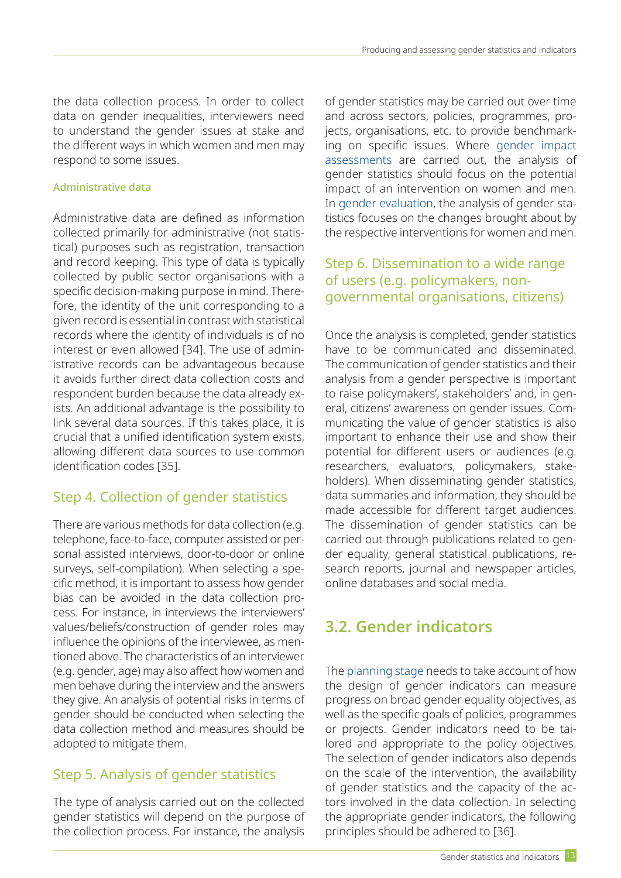the data collection process. In order to collect data on gender inequalities, interviewers need to understand the gender issues at stake and the different ways in which women and men may respond to some issues.

#### Administrative data

Administrative data are defined as information collected primarily for administrative (not statistical) purposes such as registration, transaction and record keeping. This type of data is typically collected by public sector organisations with a specific decision-making purpose in mind. Therefore, the identity of the unit corresponding to a given record is essential in contrast with statistical records where the identity of individuals is of no interest or even allowed [34]. The use of administrative records can be advantageous because it avoids further direct data collection costs and respondent burden because the data already exists. An additional advantage is the possibility to link several data sources. If this takes place, it is crucial that a unified identification system exists, allowing different data sources to use common identification codes [35].

### Step 4. Collection of gender statistics

There are various methods for data collection (e.g. telephone, face-to-face, computer assisted or personal assisted interviews, door-to-door or online surveys, self-compilation). When selecting a specific method, it is important to assess how gender bias can be avoided in the data collection process. For instance, in interviews the interviewers' values/beliefs/construction of gender roles may influence the opinions of the interviewee, as mentioned above. The characteristics of an interviewer (e.g. gender, age) may also affect how women and men behave during the interview and the answers they give. An analysis of potential risks in terms of gender should be conducted when selecting the data collection method and measures should be adopted to mitigate them.

### Step 5. Analysis of gender statistics

The type of analysis carried out on the collected gender statistics will depend on the purpose of the collection process. For instance, the analysis of gender statistics may be carried out over time and across sectors, policies, programmes, projects, organisations, etc. to provide benchmarking on specific issues. Where gender impact assessments are carried out, the analysis of gender statistics should focus on the potential impact of an intervention on women and men. In gender evaluation, the analysis of gender statistics focuses on the changes brought about by the respective interventions for women and men.

### Step 6. Dissemination to a wide range of users (e.g. policymakers, non-governmental organisations, citizens)

Once the analysis is completed, gender statistics have to be communicated and disseminated. The communication of gender statistics and their analysis from a gender perspective is important to raise policymakers', stakeholders' and, in general, citizens' awareness on gender issues. Communicating the value of gender statistics is also important to enhance their use and show their potential for different users or audiences (e.g. researchers, evaluators, policymakers, stakeholders). When disseminating gender statistics, data summaries and information, they should be made accessible for different target audiences. The dissemination of gender statistics can be carried out through publications related to gender equality, general statistical publications, research reports, journal and newspaper articles, online databases and social media.

## 3.2. Gender indicators

The planning stage needs to take account of how the design of gender indicators can measure progress on broad gender equality objectives, as well as the specific goals of policies, programmes or projects. Gender indicators need to be tailored and appropriate to the policy objectives. The selection of gender indicators also depends on the scale of the intervention, the availability of gender statistics and the capacity of the actors involved in the data collection. In selecting the appropriate gender indicators, the following principles should be adhered to [36].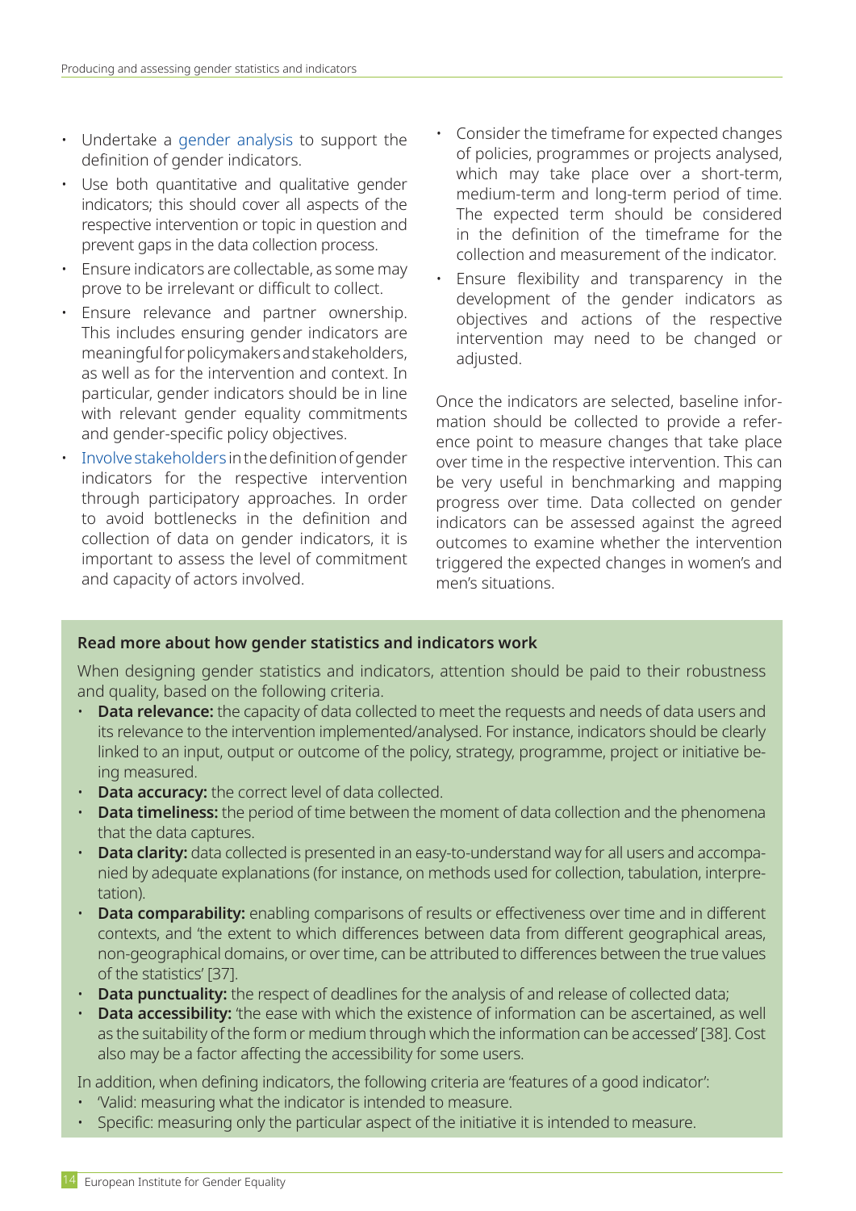- Undertake a gender analysis to support the definition of gender indicators.
- Use both quantitative and qualitative gender indicators; this should cover all aspects of the respective intervention or topic in question and prevent gaps in the data collection process.
- Ensure indicators are collectable, as some may prove to be irrelevant or difficult to collect.
- Ensure relevance and partner ownership. This includes ensuring gender indicators are meaningful for policymakers and stakeholders, as well as for the intervention and context. In particular, gender indicators should be in line with relevant gender equality commitments and gender-specific policy objectives.
- Involve stakeholders in the definition of gender indicators for the respective intervention through participatory approaches. In order to avoid bottlenecks in the definition and collection of data on gender indicators, it is important to assess the level of commitment and capacity of actors involved.
- Consider the timeframe for expected changes of policies, programmes or projects analysed, which may take place over a short-term, medium-term and long-term period of time. The expected term should be considered in the definition of the timeframe for the collection and measurement of the indicator.
- Ensure flexibility and transparency in the development of the gender indicators as objectives and actions of the respective intervention may need to be changed or adjusted.

Once the indicators are selected, baseline information should be collected to provide a reference point to measure changes that take place over time in the respective intervention. This can be very useful in benchmarking and mapping progress over time. Data collected on gender indicators can be assessed against the agreed outcomes to examine whether the intervention triggered the expected changes in women's and men's situations.

**Read more about how gender statistics and indicators work**

When designing gender statistics and indicators, attention should be paid to their robustness and quality, based on the following criteria.

- **Data relevance:** the capacity of data collected to meet the requests and needs of data users and its relevance to the intervention implemented/analysed. For instance, indicators should be clearly linked to an input, output or outcome of the policy, strategy, programme, project or initiative being measured.
- **Data accuracy:** the correct level of data collected.
- **Data timeliness:** the period of time between the moment of data collection and the phenomena that the data captures.
- **Data clarity:** data collected is presented in an easy-to-understand way for all users and accompanied by adequate explanations (for instance, on methods used for collection, tabulation, interpretation).
- **Data comparability:** enabling comparisons of results or effectiveness over time and in different contexts, and 'the extent to which differences between data from different geographical areas, non-geographical domains, or over time, can be attributed to differences between the true values of the statistics' [37].
- **Data punctuality:** the respect of deadlines for the analysis of and release of collected data;
- **Data accessibility:** 'the ease with which the existence of information can be ascertained, as well as the suitability of the form or medium through which the information can be accessed' [38]. Cost also may be a factor affecting the accessibility for some users.

In addition, when defining indicators, the following criteria are 'features of a good indicator':

- 'Valid: measuring what the indicator is intended to measure.
- Specific: measuring only the particular aspect of the initiative it is intended to measure.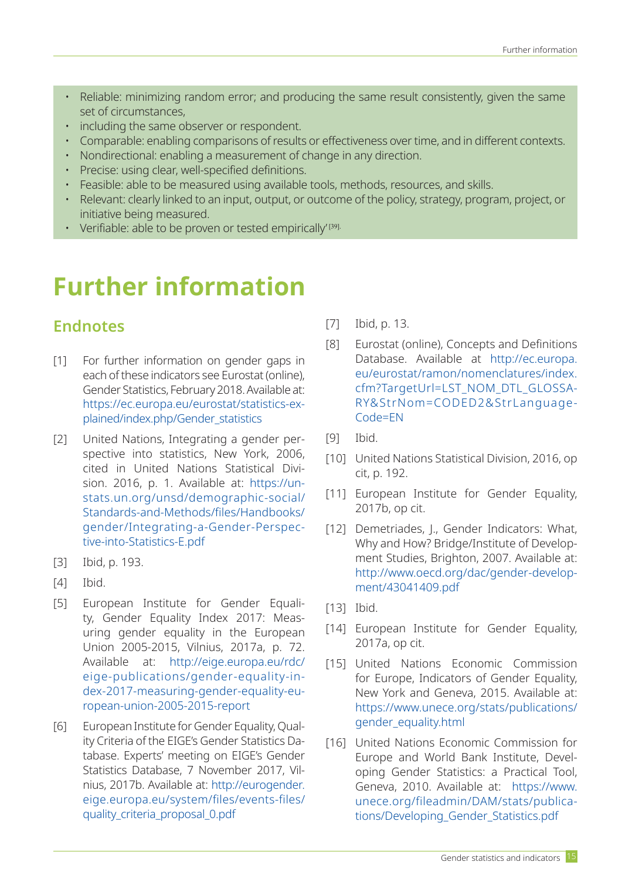- Reliable: minimizing random error; and producing the same result consistently, given the same set of circumstances,
- including the same observer or respondent.
- Comparable: enabling comparisons of results or effectiveness over time, and in different contexts.
- Nondirectional: enabling a measurement of change in any direction.
- Precise: using clear, well-specified definitions.
- Feasible: able to be measured using available tools, methods, resources, and skills.
- Relevant: clearly linked to an input, output, or outcome of the policy, strategy, program, project, or initiative being measured.
- Verifiable: able to be proven or tested empirically' [39].

# Further information

## Endnotes

[1] For further information on gender gaps in each of these indicators see Eurostat (online), Gender Statistics, February 2018. Available at: https://ec.europa.eu/eurostat/statistics-explained/index.php/Gender_statistics

[2] United Nations, Integrating a gender perspective into statistics, New York, 2006, cited in United Nations Statistical Division. 2016, p. 1. Available at: https://unstats.un.org/unsd/demographic-social/Standards-and-Methods/files/Handbooks/gender/Integrating-a-Gender-Perspective-into-Statistics-E.pdf

[3] Ibid, p. 193.

[4] Ibid.

[5] European Institute for Gender Equality, Gender Equality Index 2017: Measuring gender equality in the European Union 2005-2015, Vilnius, 2017a, p. 72. Available at: http://eige.europa.eu/rdc/eige-publications/gender-equality-index-2017-measuring-gender-equality-european-union-2005-2015-report

[6] European Institute for Gender Equality, Quality Criteria of the EIGE's Gender Statistics Database. Experts' meeting on EIGE's Gender Statistics Database, 7 November 2017, Vilnius, 2017b. Available at: http://eurogender.eige.europa.eu/system/files/events-files/quality_criteria_proposal_0.pdf

[7] Ibid, p. 13.

[8] Eurostat (online), Concepts and Definitions Database. Available at http://ec.europa.eu/eurostat/ramon/nomenclatures/index.cfm?TargetUrl=LST_NOM_DTL_GLOSSARY&StrNom=CODED2&StrLanguageCode=EN

[9] Ibid.

[10] United Nations Statistical Division, 2016, op cit, p. 192.

[11] European Institute for Gender Equality, 2017b, op cit.

[12] Demetriades, J., Gender Indicators: What, Why and How? Bridge/Institute of Development Studies, Brighton, 2007. Available at: http://www.oecd.org/dac/gender-development/43041409.pdf

[13] Ibid.

[14] European Institute for Gender Equality, 2017a, op cit.

[15] United Nations Economic Commission for Europe, Indicators of Gender Equality, New York and Geneva, 2015. Available at: https://www.unece.org/stats/publications/gender_equality.html

[16] United Nations Economic Commission for Europe and World Bank Institute, Developing Gender Statistics: a Practical Tool, Geneva, 2010. Available at: https://www.unece.org/fileadmin/DAM/stats/publications/Developing_Gender_Statistics.pdf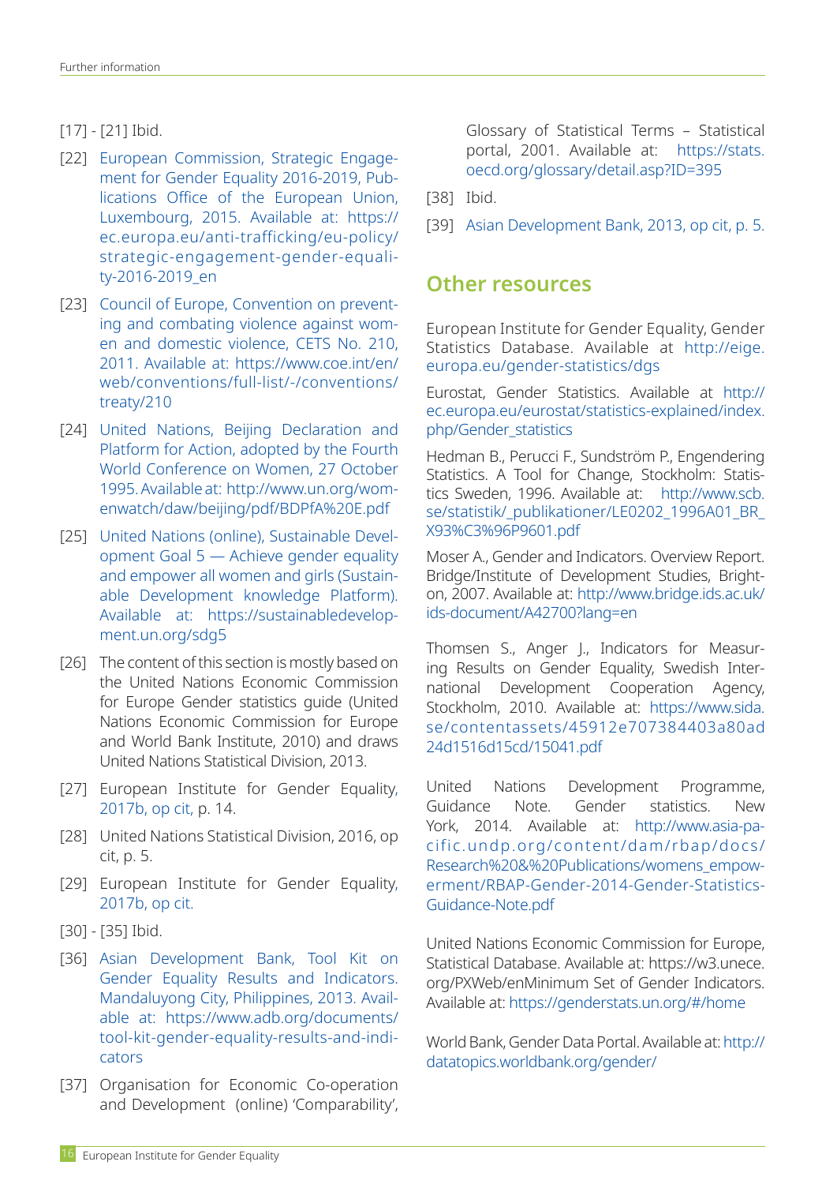[17] - [21] Ibid.

[22] European Commission, Strategic Engagement for Gender Equality 2016-2019, Publications Office of the European Union, Luxembourg, 2015. Available at: https://ec.europa.eu/anti-trafficking/eu-policy/strategic-engagement-gender-equality-2016-2019_en

[23] Council of Europe, Convention on preventing and combating violence against women and domestic violence, CETS No. 210, 2011. Available at: https://www.coe.int/en/web/conventions/full-list/-/conventions/treaty/210

[24] United Nations, Beijing Declaration and Platform for Action, adopted by the Fourth World Conference on Women, 27 October 1995. Available at: http://www.un.org/womenwatch/daw/beijing/pdf/BDPfA%20E.pdf

[25] United Nations (online), Sustainable Development Goal 5 — Achieve gender equality and empower all women and girls (Sustainable Development knowledge Platform). Available at: https://sustainabledevelopment.un.org/sdg5

[26] The content of this section is mostly based on the United Nations Economic Commission for Europe Gender statistics guide (United Nations Economic Commission for Europe and World Bank Institute, 2010) and draws United Nations Statistical Division, 2013.

[27] European Institute for Gender Equality, 2017b, op cit, p. 14.

[28] United Nations Statistical Division, 2016, op cit, p. 5.

[29] European Institute for Gender Equality, 2017b, op cit.

[30] - [35] Ibid.

[36] Asian Development Bank, Tool Kit on Gender Equality Results and Indicators. Mandaluyong City, Philippines, 2013. Available at: https://www.adb.org/documents/tool-kit-gender-equality-results-and-indicators

[37] Organisation for Economic Co-operation and Development (online) 'Comparability', Glossary of Statistical Terms – Statistical portal, 2001. Available at: https://stats.oecd.org/glossary/detail.asp?ID=395

[38] Ibid.

[39] Asian Development Bank, 2013, op cit, p. 5.

## Other resources

European Institute for Gender Equality, Gender Statistics Database. Available at http://eige.europa.eu/gender-statistics/dgs

Eurostat, Gender Statistics. Available at http://ec.europa.eu/eurostat/statistics-explained/index.php/Gender_statistics

Hedman B., Perucci F., Sundström P., Engendering Statistics. A Tool for Change, Stockholm: Statistics Sweden, 1996. Available at: http://www.scb.se/statistik/_publikationer/LE0202_1996A01_BR_X93%C3%96P9601.pdf

Moser A., Gender and Indicators. Overview Report. Bridge/Institute of Development Studies, Brighton, 2007. Available at: http://www.bridge.ids.ac.uk/ids-document/A42700?lang=en

Thomsen S., Anger J., Indicators for Measuring Results on Gender Equality, Swedish International Development Cooperation Agency, Stockholm, 2010. Available at: https://www.sida.se/contentassets/45912e707384403a80ad24d1516d15cd/15041.pdf

United Nations Development Programme, Guidance Note. Gender statistics. New York, 2014. Available at: http://www.asia-pacific.undp.org/content/dam/rbap/docs/Research%20&%20Publications/womens_empowerment/RBAP-Gender-2014-Gender-Statistics-Guidance-Note.pdf

United Nations Economic Commission for Europe, Statistical Database. Available at: https://w3.unece.org/PXWeb/enMinimum Set of Gender Indicators. Available at: https://genderstats.un.org/#/home

World Bank, Gender Data Portal. Available at: http://datatopics.worldbank.org/gender/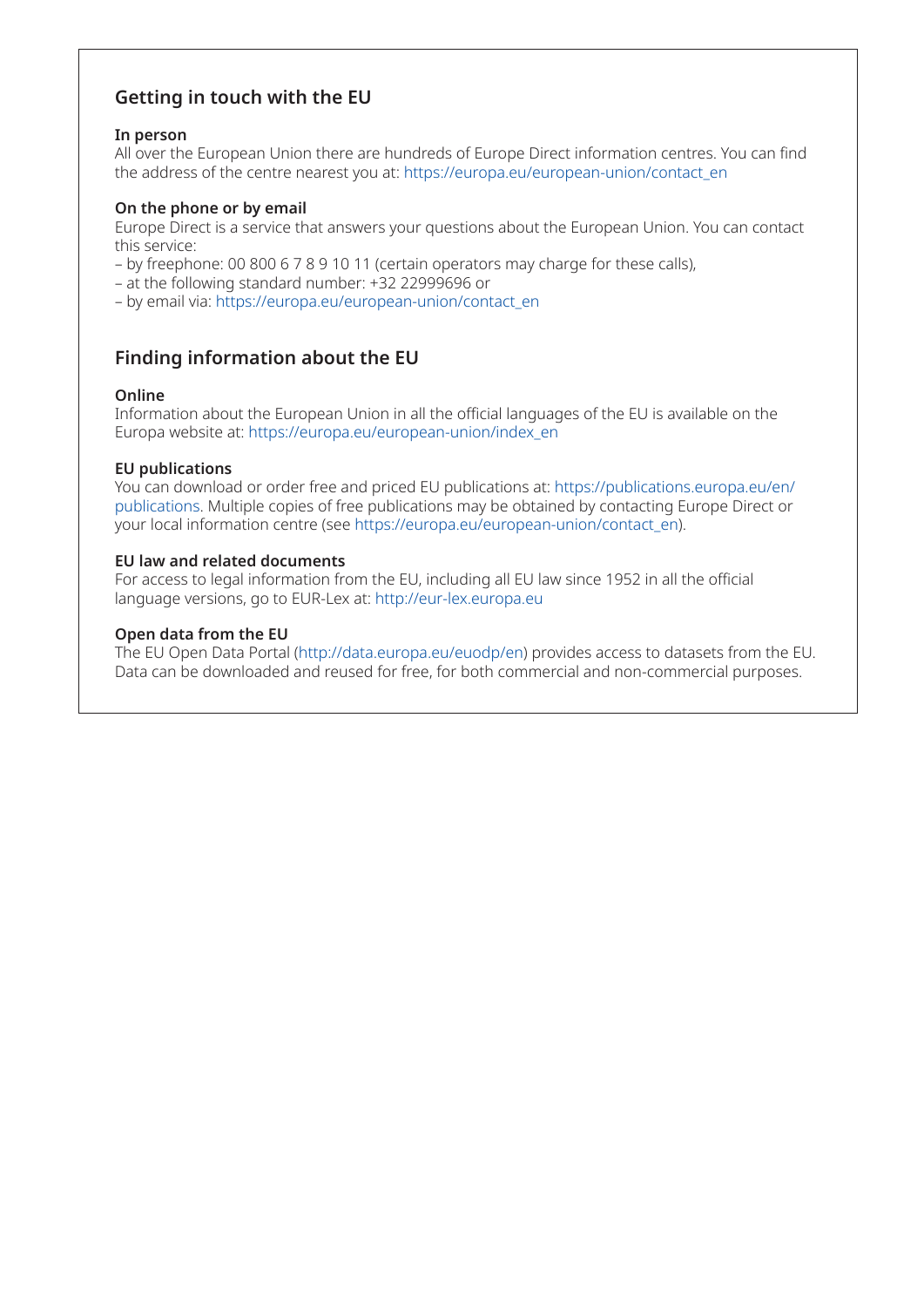## Getting in touch with the EU

**In person**

All over the European Union there are hundreds of Europe Direct information centres. You can find the address of the centre nearest you at: https://europa.eu/european-union/contact_en

**On the phone or by email**

Europe Direct is a service that answers your questions about the European Union. You can contact this service:

– by freephone: 00 800 6 7 8 9 10 11 (certain operators may charge for these calls),
– at the following standard number: +32 22999696 or
– by email via: https://europa.eu/european-union/contact_en

## Finding information about the EU

**Online**

Information about the European Union in all the official languages of the EU is available on the Europa website at: https://europa.eu/european-union/index_en

**EU publications**

You can download or order free and priced EU publications at: https://publications.europa.eu/en/publications. Multiple copies of free publications may be obtained by contacting Europe Direct or your local information centre (see https://europa.eu/european-union/contact_en).

**EU law and related documents**

For access to legal information from the EU, including all EU law since 1952 in all the official language versions, go to EUR-Lex at: http://eur-lex.europa.eu

**Open data from the EU**

The EU Open Data Portal (http://data.europa.eu/euodp/en) provides access to datasets from the EU. Data can be downloaded and reused for free, for both commercial and non-commercial purposes.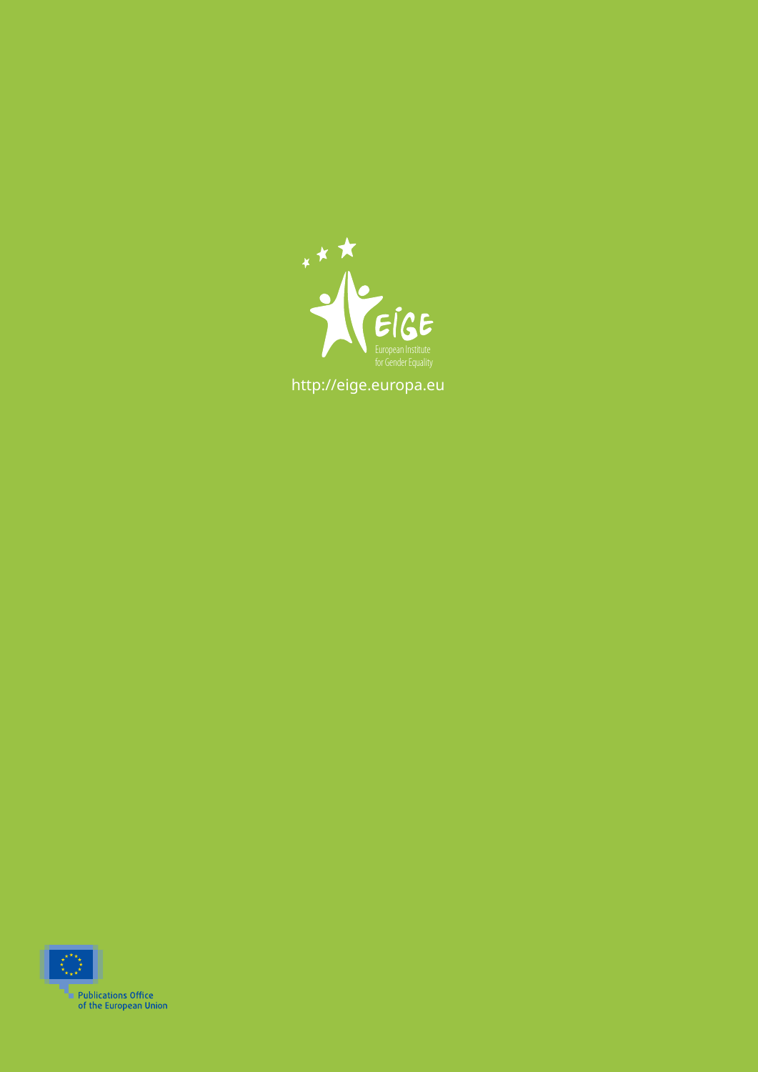EIGE

European Institute for Gender Equality

http://eige.europa.eu

Publications Office of the European Union